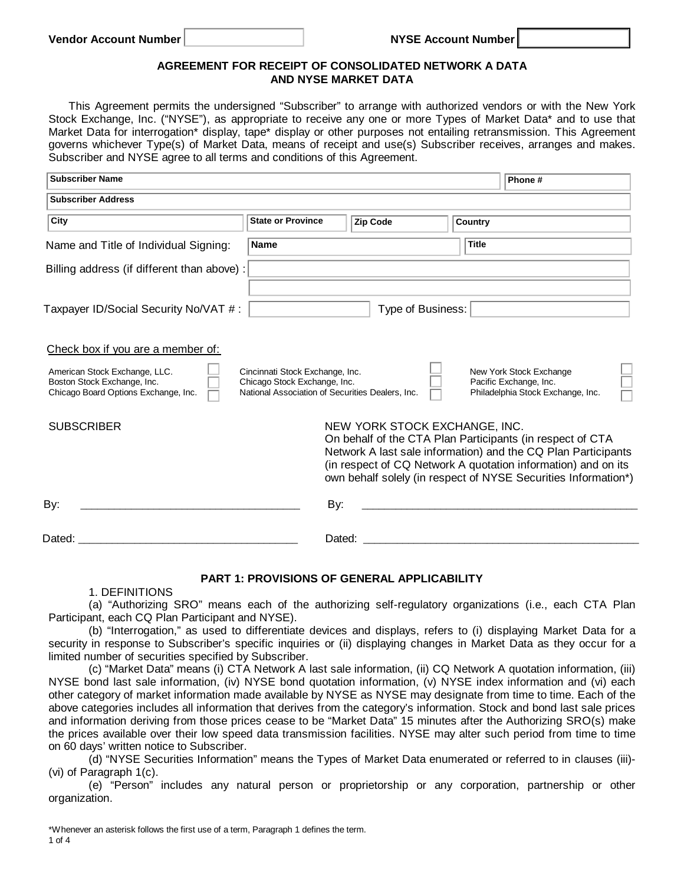Vendor Account Number | | NYSE Account Number | |

## AGREEMENT FOR RECEIPT OF CONSOLIDATED NETWORK A DATA AND NYSE MARKET DATA

This Agreement permits the undersigned "Subscriber" to arrange with authorized vendors or with the New York Stock Exchange, Inc. ("NYSE"), as appropriate to receive any one or more Types of Market Data* and to use that Market Data for interrogation* display, tape* display or other purposes not entailing retransmission. This Agreement governs whichever Type(s) of Market Data, means of receipt and use(s) Subscriber receives, arranges and makes. Subscriber and NYSE agree to all terms and conditions of this Agreement.

| **Subscriber Name** | | | **Phone #** |
|---|---|---|---|
| **Subscriber Address** | | | |
| **City** | **State or Province** | **Zip Code** | **Country** |

Name and Title of Individual Signing: **Name** ____________ **Title** ____________

Billing address (if different than above) : ____________

Taxpayer ID/Social Security No/VAT # : ____________ Type of Business: ____________

Check box if you are a member of:

| | | | | | |
|---|---|---|---|---|---|
| American Stock Exchange, LLC. | ☐ | Cincinnati Stock Exchange, Inc. | ☐ | New York Stock Exchange | ☐ |
| Boston Stock Exchange, Inc. | ☐ | Chicago Stock Exchange, Inc. | ☐ | Pacific Exchange, Inc. | ☐ |
| Chicago Board Options Exchange, Inc. | ☐ | National Association of Securities Dealers, Inc. | ☐ | Philadelphia Stock Exchange, Inc. | ☐ |

SUBSCRIBER

NEW YORK STOCK EXCHANGE, INC.
On behalf of the CTA Plan Participants (in respect of CTA Network A last sale information) and the CQ Plan Participants (in respect of CQ Network A quotation information) and on its own behalf solely (in respect of NYSE Securities Information*)

By: ___________________________________ By: ___________________________________

Dated: ___________________________________ Dated: ___________________________________

### PART 1: PROVISIONS OF GENERAL APPLICABILITY

1. DEFINITIONS

(a) "Authorizing SRO" means each of the authorizing self-regulatory organizations (i.e., each CTA Plan Participant, each CQ Plan Participant and NYSE).

(b) "Interrogation," as used to differentiate devices and displays, refers to (i) displaying Market Data for a security in response to Subscriber's specific inquiries or (ii) displaying changes in Market Data as they occur for a limited number of securities specified by Subscriber.

(c) "Market Data" means (i) CTA Network A last sale information, (ii) CQ Network A quotation information, (iii) NYSE bond last sale information, (iv) NYSE bond quotation information, (v) NYSE index information and (vi) each other category of market information made available by NYSE as NYSE may designate from time to time. Each of the above categories includes all information that derives from the category's information. Stock and bond last sale prices and information deriving from those prices cease to be "Market Data" 15 minutes after the Authorizing SRO(s) make the prices available over their low speed data transmission facilities. NYSE may alter such period from time to time on 60 days' written notice to Subscriber.

(d) "NYSE Securities Information" means the Types of Market Data enumerated or referred to in clauses (iii)-(vi) of Paragraph 1(c).

(e) "Person" includes any natural person or proprietorship or any corporation, partnership or other organization.

*Whenever an asterisk follows the first use of a term, Paragraph 1 defines the term.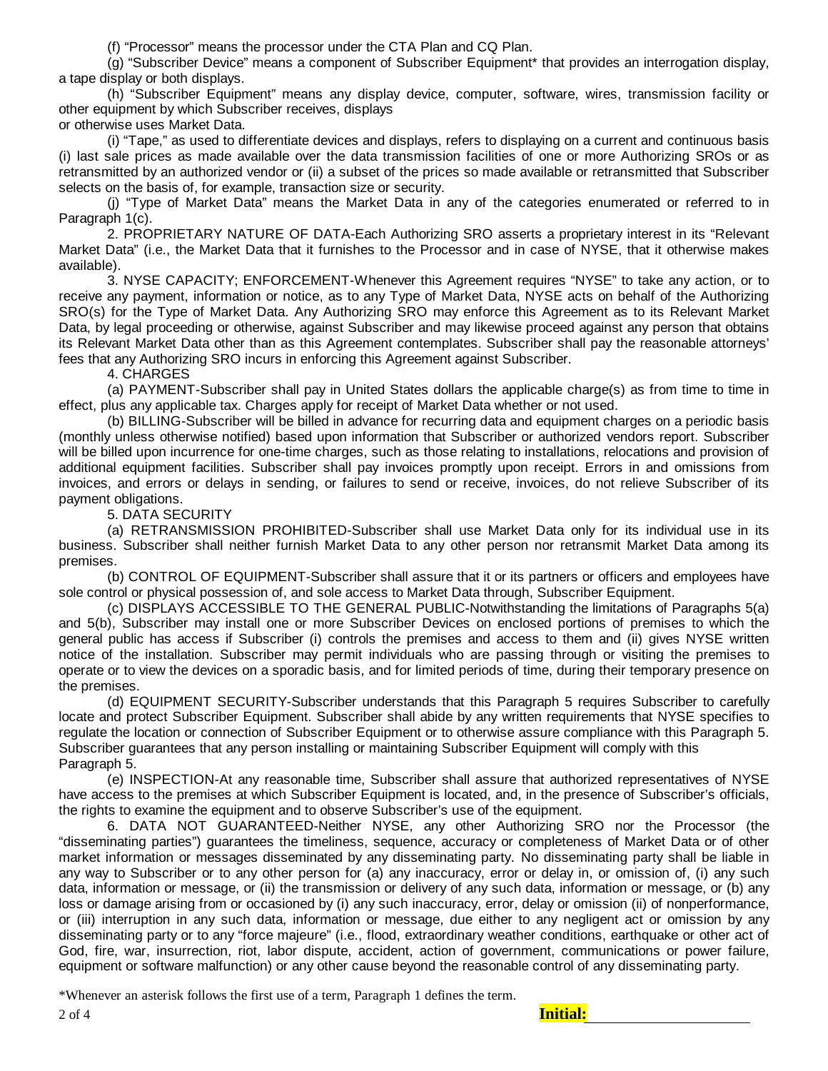(f) "Processor" means the processor under the CTA Plan and CQ Plan.

(g) "Subscriber Device" means a component of Subscriber Equipment* that provides an interrogation display, a tape display or both displays.

(h) "Subscriber Equipment" means any display device, computer, software, wires, transmission facility or other equipment by which Subscriber receives, displays or otherwise uses Market Data.

(i) "Tape," as used to differentiate devices and displays, refers to displaying on a current and continuous basis (i) last sale prices as made available over the data transmission facilities of one or more Authorizing SROs or as retransmitted by an authorized vendor or (ii) a subset of the prices so made available or retransmitted that Subscriber selects on the basis of, for example, transaction size or security.

(j) "Type of Market Data" means the Market Data in any of the categories enumerated or referred to in Paragraph 1(c).

2. PROPRIETARY NATURE OF DATA-Each Authorizing SRO asserts a proprietary interest in its "Relevant Market Data" (i.e., the Market Data that it furnishes to the Processor and in case of NYSE, that it otherwise makes available).

3. NYSE CAPACITY; ENFORCEMENT-Whenever this Agreement requires "NYSE" to take any action, or to receive any payment, information or notice, as to any Type of Market Data, NYSE acts on behalf of the Authorizing SRO(s) for the Type of Market Data. Any Authorizing SRO may enforce this Agreement as to its Relevant Market Data, by legal proceeding or otherwise, against Subscriber and may likewise proceed against any person that obtains its Relevant Market Data other than as this Agreement contemplates. Subscriber shall pay the reasonable attorneys' fees that any Authorizing SRO incurs in enforcing this Agreement against Subscriber.

4. CHARGES

(a) PAYMENT-Subscriber shall pay in United States dollars the applicable charge(s) as from time to time in effect, plus any applicable tax. Charges apply for receipt of Market Data whether or not used.

(b) BILLING-Subscriber will be billed in advance for recurring data and equipment charges on a periodic basis (monthly unless otherwise notified) based upon information that Subscriber or authorized vendors report. Subscriber will be billed upon incurrence for one-time charges, such as those relating to installations, relocations and provision of additional equipment facilities. Subscriber shall pay invoices promptly upon receipt. Errors in and omissions from invoices, and errors or delays in sending, or failures to send or receive, invoices, do not relieve Subscriber of its payment obligations.

5. DATA SECURITY

(a) RETRANSMISSION PROHIBITED-Subscriber shall use Market Data only for its individual use in its business. Subscriber shall neither furnish Market Data to any other person nor retransmit Market Data among its premises.

(b) CONTROL OF EQUIPMENT-Subscriber shall assure that it or its partners or officers and employees have sole control or physical possession of, and sole access to Market Data through, Subscriber Equipment.

(c) DISPLAYS ACCESSIBLE TO THE GENERAL PUBLIC-Notwithstanding the limitations of Paragraphs 5(a) and 5(b), Subscriber may install one or more Subscriber Devices on enclosed portions of premises to which the general public has access if Subscriber (i) controls the premises and access to them and (ii) gives NYSE written notice of the installation. Subscriber may permit individuals who are passing through or visiting the premises to operate or to view the devices on a sporadic basis, and for limited periods of time, during their temporary presence on the premises.

(d) EQUIPMENT SECURITY-Subscriber understands that this Paragraph 5 requires Subscriber to carefully locate and protect Subscriber Equipment. Subscriber shall abide by any written requirements that NYSE specifies to regulate the location or connection of Subscriber Equipment or to otherwise assure compliance with this Paragraph 5. Subscriber guarantees that any person installing or maintaining Subscriber Equipment will comply with this Paragraph 5.

(e) INSPECTION-At any reasonable time, Subscriber shall assure that authorized representatives of NYSE have access to the premises at which Subscriber Equipment is located, and, in the presence of Subscriber's officials, the rights to examine the equipment and to observe Subscriber's use of the equipment.

6. DATA NOT GUARANTEED-Neither NYSE, any other Authorizing SRO nor the Processor (the "disseminating parties") guarantees the timeliness, sequence, accuracy or completeness of Market Data or of other market information or messages disseminated by any disseminating party. No disseminating party shall be liable in any way to Subscriber or to any other person for (a) any inaccuracy, error or delay in, or omission of, (i) any such data, information or message, or (ii) the transmission or delivery of any such data, information or message, or (b) any loss or damage arising from or occasioned by (i) any such inaccuracy, error, delay or omission (ii) of nonperformance, or (iii) interruption in any such data, information or message, due either to any negligent act or omission by any disseminating party or to any "force majeure" (i.e., flood, extraordinary weather conditions, earthquake or other act of God, fire, war, insurrection, riot, labor dispute, accident, action of government, communications or power failure, equipment or software malfunction) or any other cause beyond the reasonable control of any disseminating party.

*Whenever an asterisk follows the first use of a term, Paragraph 1 defines the term.

**Initial:** ____________________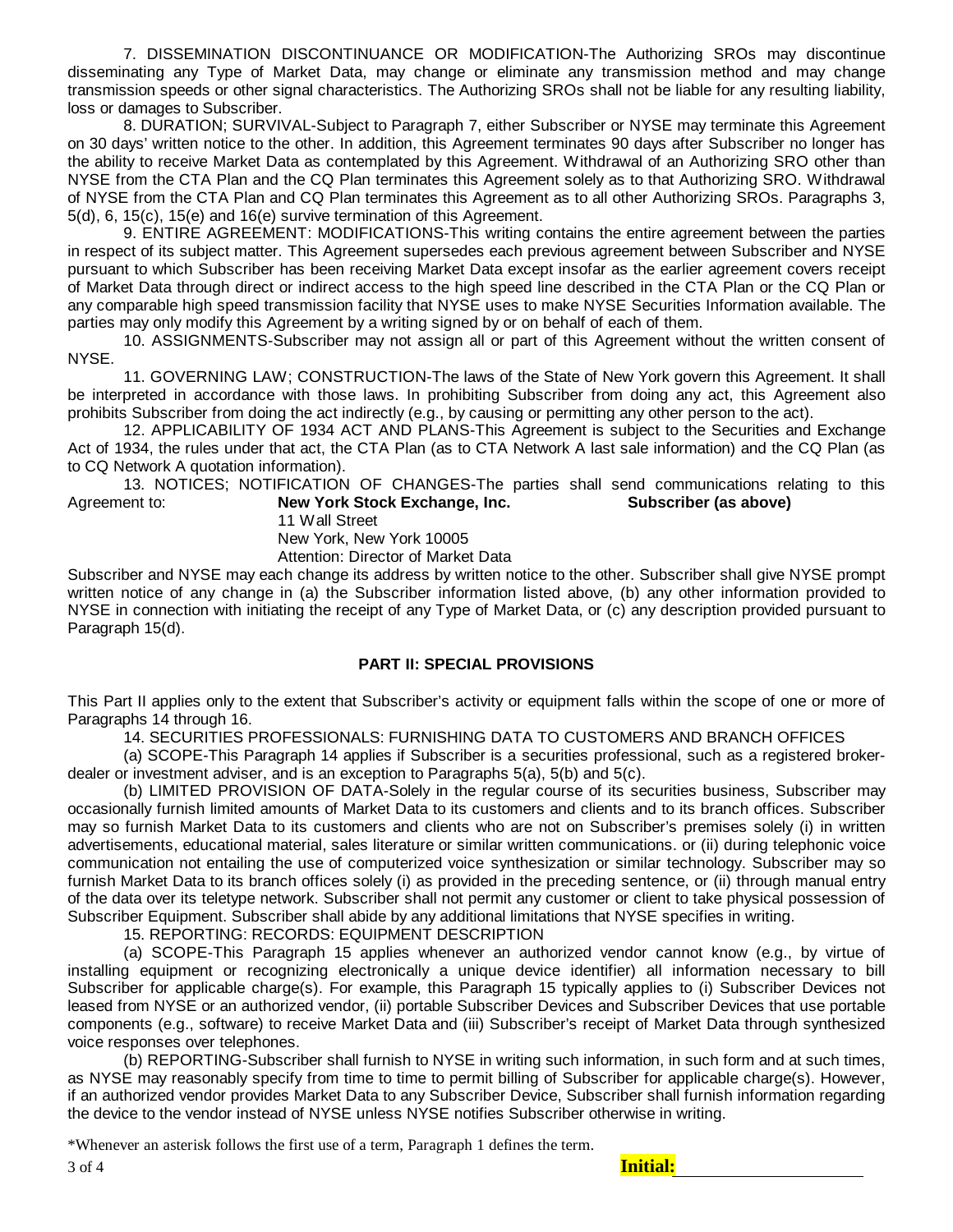7. DISSEMINATION DISCONTINUANCE OR MODIFICATION-The Authorizing SROs may discontinue disseminating any Type of Market Data, may change or eliminate any transmission method and may change transmission speeds or other signal characteristics. The Authorizing SROs shall not be liable for any resulting liability, loss or damages to Subscriber.

8. DURATION; SURVIVAL-Subject to Paragraph 7, either Subscriber or NYSE may terminate this Agreement on 30 days' written notice to the other. In addition, this Agreement terminates 90 days after Subscriber no longer has the ability to receive Market Data as contemplated by this Agreement. Withdrawal of an Authorizing SRO other than NYSE from the CTA Plan and the CQ Plan terminates this Agreement solely as to that Authorizing SRO. Withdrawal of NYSE from the CTA Plan and CQ Plan terminates this Agreement as to all other Authorizing SROs. Paragraphs 3, 5(d), 6, 15(c), 15(e) and 16(e) survive termination of this Agreement.

9. ENTIRE AGREEMENT: MODIFICATIONS-This writing contains the entire agreement between the parties in respect of its subject matter. This Agreement supersedes each previous agreement between Subscriber and NYSE pursuant to which Subscriber has been receiving Market Data except insofar as the earlier agreement covers receipt of Market Data through direct or indirect access to the high speed line described in the CTA Plan or the CQ Plan or any comparable high speed transmission facility that NYSE uses to make NYSE Securities Information available. The parties may only modify this Agreement by a writing signed by or on behalf of each of them.

10. ASSIGNMENTS-Subscriber may not assign all or part of this Agreement without the written consent of NYSE.

11. GOVERNING LAW; CONSTRUCTION-The laws of the State of New York govern this Agreement. It shall be interpreted in accordance with those laws. In prohibiting Subscriber from doing any act, this Agreement also prohibits Subscriber from doing the act indirectly (e.g., by causing or permitting any other person to the act).

12. APPLICABILITY OF 1934 ACT AND PLANS-This Agreement is subject to the Securities and Exchange Act of 1934, the rules under that act, the CTA Plan (as to CTA Network A last sale information) and the CQ Plan (as to CQ Network A quotation information).

13. NOTICES; NOTIFICATION OF CHANGES-The parties shall send communications relating to this Agreement to:

**New York Stock Exchange, Inc.**
11 Wall Street
New York, New York 10005
Attention: Director of Market Data

**Subscriber (as above)**

Subscriber and NYSE may each change its address by written notice to the other. Subscriber shall give NYSE prompt written notice of any change in (a) the Subscriber information listed above, (b) any other information provided to NYSE in connection with initiating the receipt of any Type of Market Data, or (c) any description provided pursuant to Paragraph 15(d).

## PART II: SPECIAL PROVISIONS

This Part II applies only to the extent that Subscriber's activity or equipment falls within the scope of one or more of Paragraphs 14 through 16.

14. SECURITIES PROFESSIONALS: FURNISHING DATA TO CUSTOMERS AND BRANCH OFFICES

(a) SCOPE-This Paragraph 14 applies if Subscriber is a securities professional, such as a registered broker-dealer or investment adviser, and is an exception to Paragraphs 5(a), 5(b) and 5(c).

(b) LIMITED PROVISION OF DATA-Solely in the regular course of its securities business, Subscriber may occasionally furnish limited amounts of Market Data to its customers and clients and to its branch offices. Subscriber may so furnish Market Data to its customers and clients who are not on Subscriber's premises solely (i) in written advertisements, educational material, sales literature or similar written communications. or (ii) during telephonic voice communication not entailing the use of computerized voice synthesization or similar technology. Subscriber may so furnish Market Data to its branch offices solely (i) as provided in the preceding sentence, or (ii) through manual entry of the data over its teletype network. Subscriber shall not permit any customer or client to take physical possession of Subscriber Equipment. Subscriber shall abide by any additional limitations that NYSE specifies in writing.

15. REPORTING: RECORDS: EQUIPMENT DESCRIPTION

(a) SCOPE-This Paragraph 15 applies whenever an authorized vendor cannot know (e.g., by virtue of installing equipment or recognizing electronically a unique device identifier) all information necessary to bill Subscriber for applicable charge(s). For example, this Paragraph 15 typically applies to (i) Subscriber Devices not leased from NYSE or an authorized vendor, (ii) portable Subscriber Devices and Subscriber Devices that use portable components (e.g., software) to receive Market Data and (iii) Subscriber's receipt of Market Data through synthesized voice responses over telephones.

(b) REPORTING-Subscriber shall furnish to NYSE in writing such information, in such form and at such times, as NYSE may reasonably specify from time to time to permit billing of Subscriber for applicable charge(s). However, if an authorized vendor provides Market Data to any Subscriber Device, Subscriber shall furnish information regarding the device to the vendor instead of NYSE unless NYSE notifies Subscriber otherwise in writing.

*Whenever an asterisk follows the first use of a term, Paragraph 1 defines the term.

**Initial:** ____________________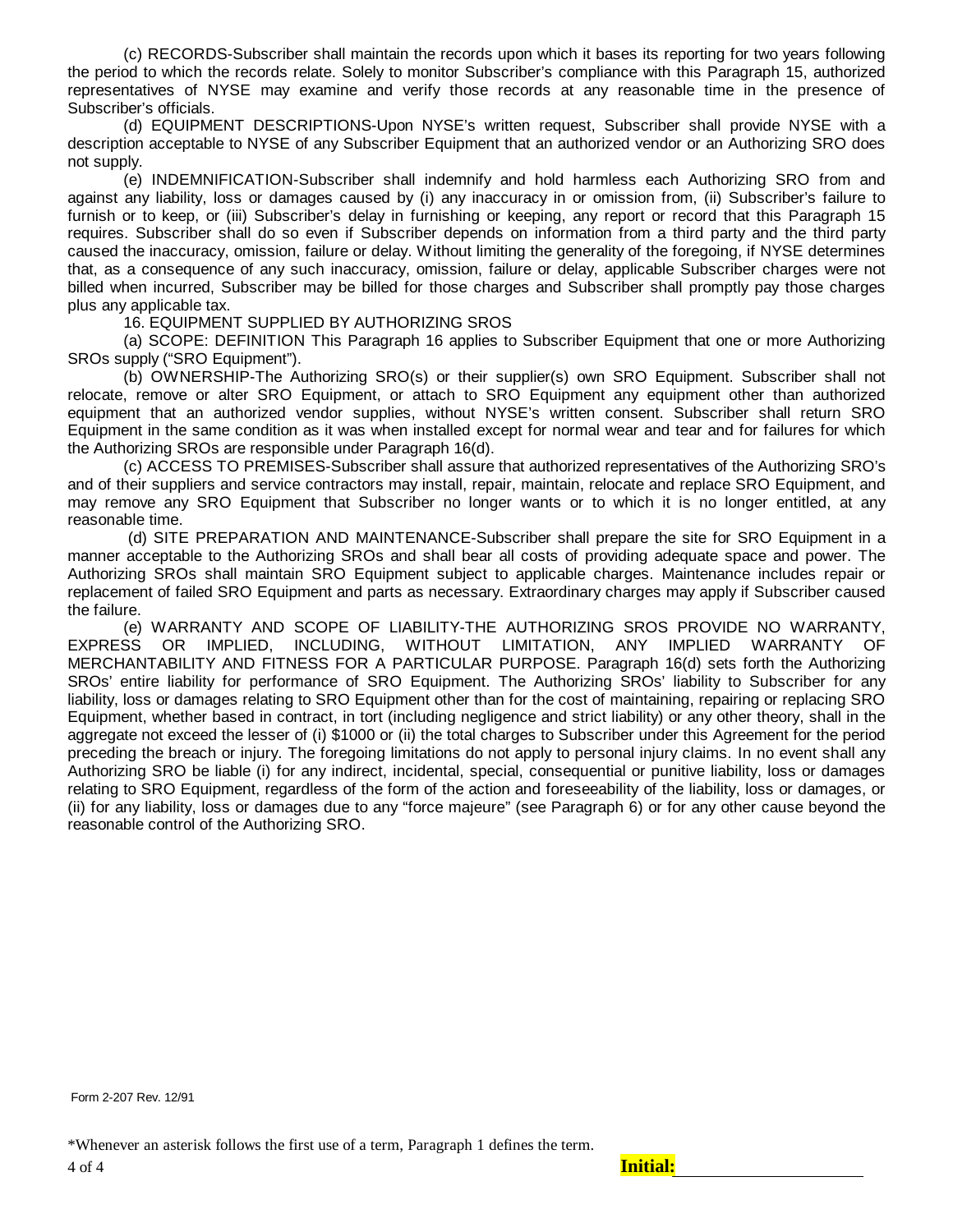(c) RECORDS-Subscriber shall maintain the records upon which it bases its reporting for two years following the period to which the records relate. Solely to monitor Subscriber's compliance with this Paragraph 15, authorized representatives of NYSE may examine and verify those records at any reasonable time in the presence of Subscriber's officials.

(d) EQUIPMENT DESCRIPTIONS-Upon NYSE's written request, Subscriber shall provide NYSE with a description acceptable to NYSE of any Subscriber Equipment that an authorized vendor or an Authorizing SRO does not supply.

(e) INDEMNIFICATION-Subscriber shall indemnify and hold harmless each Authorizing SRO from and against any liability, loss or damages caused by (i) any inaccuracy in or omission from, (ii) Subscriber's failure to furnish or to keep, or (iii) Subscriber's delay in furnishing or keeping, any report or record that this Paragraph 15 requires. Subscriber shall do so even if Subscriber depends on information from a third party and the third party caused the inaccuracy, omission, failure or delay. Without limiting the generality of the foregoing, if NYSE determines that, as a consequence of any such inaccuracy, omission, failure or delay, applicable Subscriber charges were not billed when incurred, Subscriber may be billed for those charges and Subscriber shall promptly pay those charges plus any applicable tax.

16. EQUIPMENT SUPPLIED BY AUTHORIZING SROS

(a) SCOPE: DEFINITION This Paragraph 16 applies to Subscriber Equipment that one or more Authorizing SROs supply ("SRO Equipment").

(b) OWNERSHIP-The Authorizing SRO(s) or their supplier(s) own SRO Equipment. Subscriber shall not relocate, remove or alter SRO Equipment, or attach to SRO Equipment any equipment other than authorized equipment that an authorized vendor supplies, without NYSE's written consent. Subscriber shall return SRO Equipment in the same condition as it was when installed except for normal wear and tear and for failures for which the Authorizing SROs are responsible under Paragraph 16(d).

(c) ACCESS TO PREMISES-Subscriber shall assure that authorized representatives of the Authorizing SRO's and of their suppliers and service contractors may install, repair, maintain, relocate and replace SRO Equipment, and may remove any SRO Equipment that Subscriber no longer wants or to which it is no longer entitled, at any reasonable time.

(d) SITE PREPARATION AND MAINTENANCE-Subscriber shall prepare the site for SRO Equipment in a manner acceptable to the Authorizing SROs and shall bear all costs of providing adequate space and power. The Authorizing SROs shall maintain SRO Equipment subject to applicable charges. Maintenance includes repair or replacement of failed SRO Equipment and parts as necessary. Extraordinary charges may apply if Subscriber caused the failure.

(e) WARRANTY AND SCOPE OF LIABILITY-THE AUTHORIZING SROS PROVIDE NO WARRANTY, EXPRESS OR IMPLIED, INCLUDING, WITHOUT LIMITATION, ANY IMPLIED WARRANTY OF MERCHANTABILITY AND FITNESS FOR A PARTICULAR PURPOSE. Paragraph 16(d) sets forth the Authorizing SROs' entire liability for performance of SRO Equipment. The Authorizing SROs' liability to Subscriber for any liability, loss or damages relating to SRO Equipment other than for the cost of maintaining, repairing or replacing SRO Equipment, whether based in contract, in tort (including negligence and strict liability) or any other theory, shall in the aggregate not exceed the lesser of (i) $1000 or (ii) the total charges to Subscriber under this Agreement for the period preceding the breach or injury. The foregoing limitations do not apply to personal injury claims. In no event shall any Authorizing SRO be liable (i) for any indirect, incidental, special, consequential or punitive liability, loss or damages relating to SRO Equipment, regardless of the form of the action and foreseeability of the liability, loss or damages, or (ii) for any liability, loss or damages due to any "force majeure" (see Paragraph 6) or for any other cause beyond the reasonable control of the Authorizing SRO.

Form 2-207 Rev. 12/91

*Whenever an asterisk follows the first use of a term, Paragraph 1 defines the term.

**Initial:** ____________________